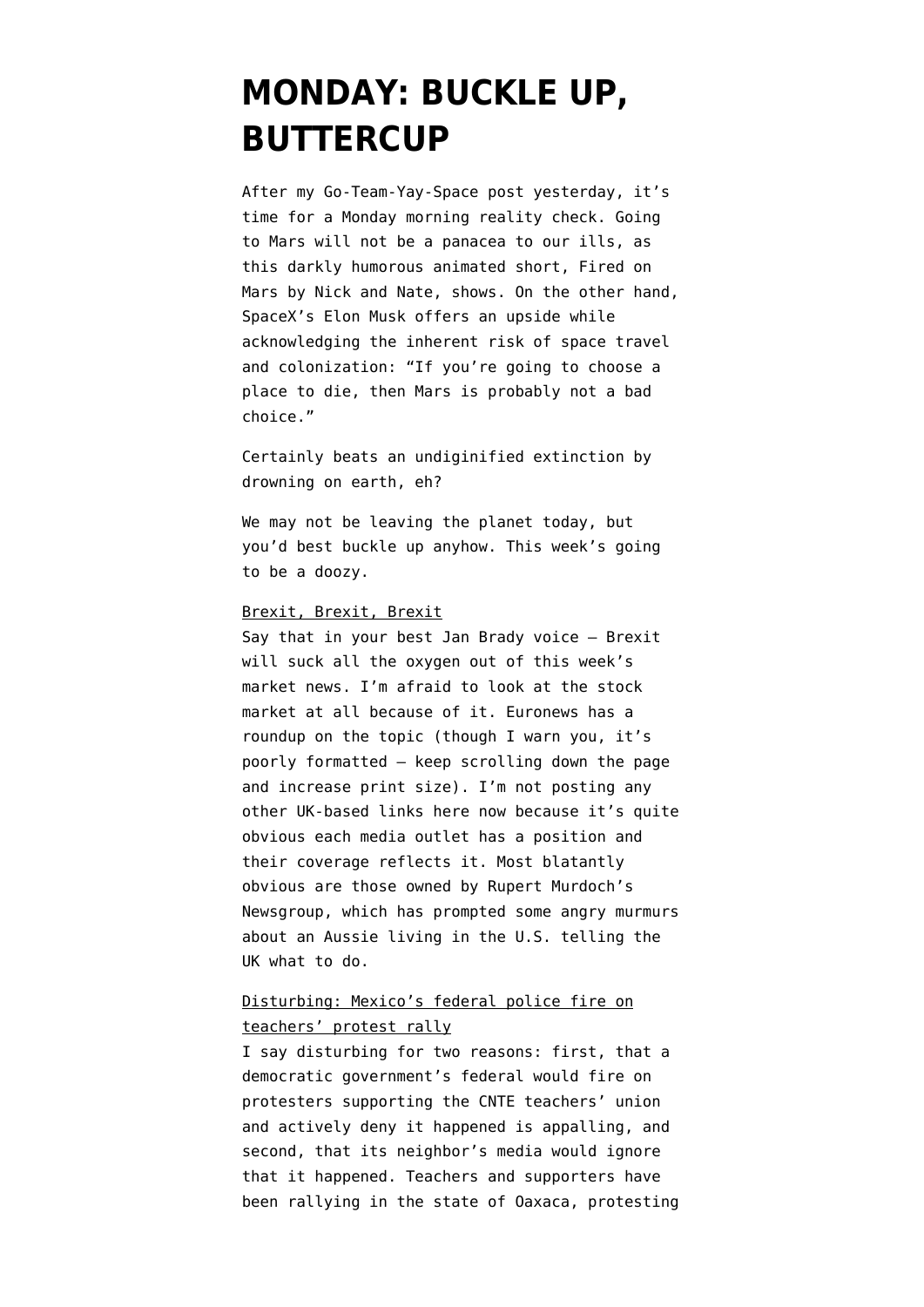# MONDAY: BUCKLE UP, BUTTERCUP

After my Go-Team-Yay-Space post yesterday, it's time for a Monday morning reality check. Going to Mars will not be a panacea to our ills, as this darkly humorous animated short, Fired on Mars by Nick and Nate, shows. On the other hand, SpaceX's Elon Musk offers an upside while acknowledging the inherent risk of space travel and colonization: "If you're going to choose a place to die, then Mars is probably not a bad choice."

Certainly beats an undiginified extinction by drowning on earth, eh?

We may not be leaving the planet today, but you'd best buckle up anyhow. This week's going to be a doozy.

Brexit, Brexit, Brexit
Say that in your best Jan Brady voice — Brexit will suck all the oxygen out of this week's market news. I'm afraid to look at the stock market at all because of it. Euronews has a roundup on the topic (though I warn you, it's poorly formatted — keep scrolling down the page and increase print size). I'm not posting any other UK-based links here now because it's quite obvious each media outlet has a position and their coverage reflects it. Most blatantly obvious are those owned by Rupert Murdoch's Newsgroup, which has prompted some angry murmurs about an Aussie living in the U.S. telling the UK what to do.

Disturbing: Mexico's federal police fire on teachers' protest rally
I say disturbing for two reasons: first, that a democratic government's federal would fire on protesters supporting the CNTE teachers' union and actively deny it happened is appalling, and second, that its neighbor's media would ignore that it happened. Teachers and supporters have been rallying in the state of Oaxaca, protesting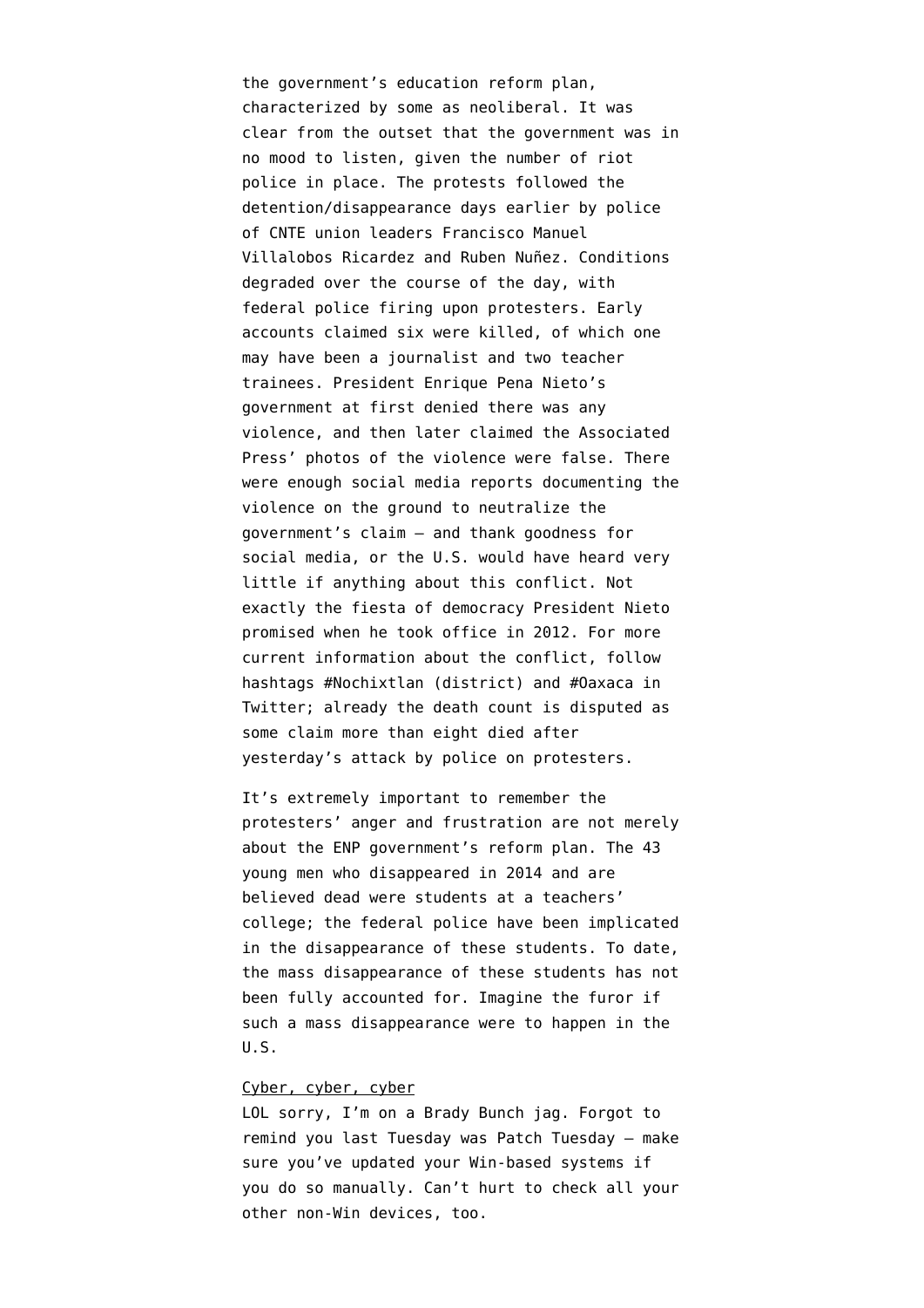the government's education reform plan, characterized by some as neoliberal. It was clear from the outset that the government was in no mood to listen, given the number of riot police in place. The protests followed the detention/disappearance days earlier by police of CNTE union leaders Francisco Manuel Villalobos Ricardez and Ruben Nuñez. Conditions degraded over the course of the day, with federal police firing upon protesters. Early accounts claimed six were killed, of which one may have been a journalist and two teacher trainees. President Enrique Pena Nieto's government at first denied there was any violence, and then later claimed the Associated Press' photos of the violence were false. There were enough social media reports documenting the violence on the ground to neutralize the government's claim — and thank goodness for social media, or the U.S. would have heard very little if anything about this conflict. Not exactly the fiesta of democracy President Nieto promised when he took office in 2012. For more current information about the conflict, follow hashtags #Nochixtlan (district) and #Oaxaca in Twitter; already the death count is disputed as some claim more than eight died after yesterday's attack by police on protesters.

It's extremely important to remember the protesters' anger and frustration are not merely about the ENP government's reform plan. The 43 young men who disappeared in 2014 and are believed dead were students at a teachers' college; the federal police have been implicated in the disappearance of these students. To date, the mass disappearance of these students has not been fully accounted for. Imagine the furor if such a mass disappearance were to happen in the U.S.

Cyber, cyber, cyber

LOL sorry, I'm on a Brady Bunch jag. Forgot to remind you last Tuesday was Patch Tuesday — make sure you've updated your Win-based systems if you do so manually. Can't hurt to check all your other non-Win devices, too.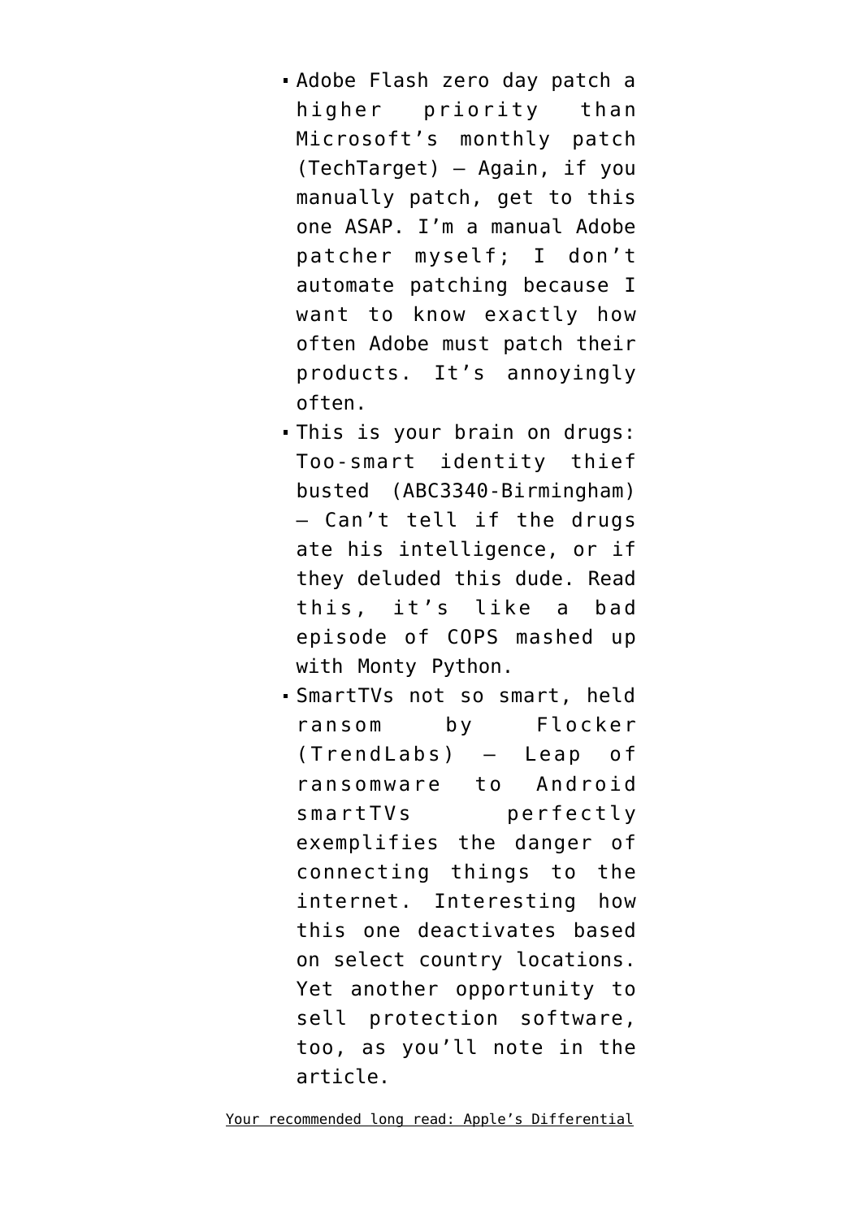- Adobe Flash zero day patch a higher priority than Microsoft's monthly patch (TechTarget) — Again, if you manually patch, get to this one ASAP. I'm a manual Adobe patcher myself; I don't automate patching because I want to know exactly how often Adobe must patch their products. It's annoyingly often.
- This is your brain on drugs: Too-smart identity thief busted (ABC3340-Birmingham) — Can't tell if the drugs ate his intelligence, or if they deluded this dude. Read this, it's like a bad episode of COPS mashed up with Monty Python.
- SmartTVs not so smart, held ransom by Flocker (TrendLabs) — Leap of ransomware to Android smartTVs perfectly exemplifies the danger of connecting things to the internet. Interesting how this one deactivates based on select country locations. Yet another opportunity to sell protection software, too, as you'll note in the article.

Your recommended long read: Apple's Differential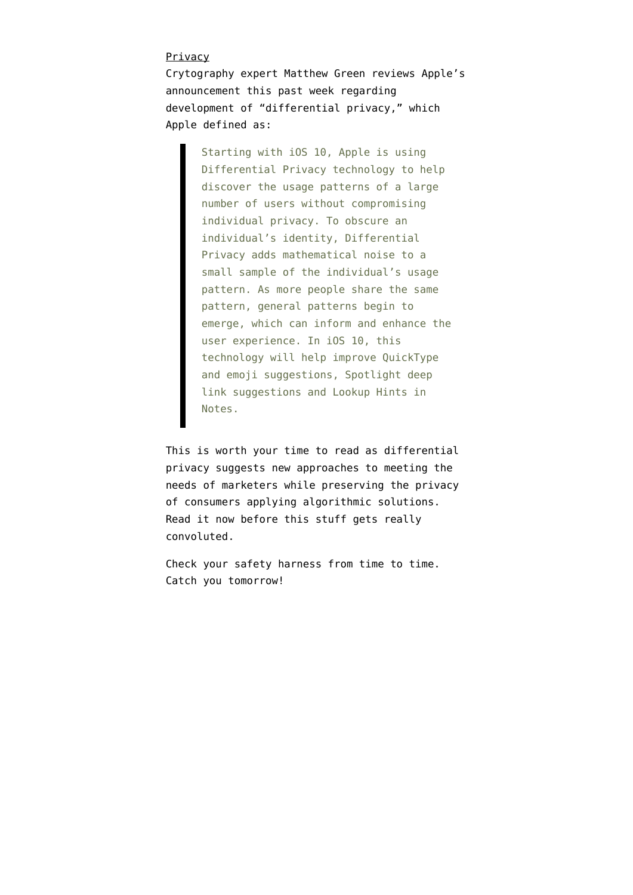Privacy

Crytography expert Matthew Green reviews Apple's announcement this past week regarding development of "differential privacy," which Apple defined as:

> Starting with iOS 10, Apple is using Differential Privacy technology to help discover the usage patterns of a large number of users without compromising individual privacy. To obscure an individual's identity, Differential Privacy adds mathematical noise to a small sample of the individual's usage pattern. As more people share the same pattern, general patterns begin to emerge, which can inform and enhance the user experience. In iOS 10, this technology will help improve QuickType and emoji suggestions, Spotlight deep link suggestions and Lookup Hints in Notes.

This is worth your time to read as differential privacy suggests new approaches to meeting the needs of marketers while preserving the privacy of consumers applying algorithmic solutions. Read it now before this stuff gets really convoluted.

Check your safety harness from time to time. Catch you tomorrow!